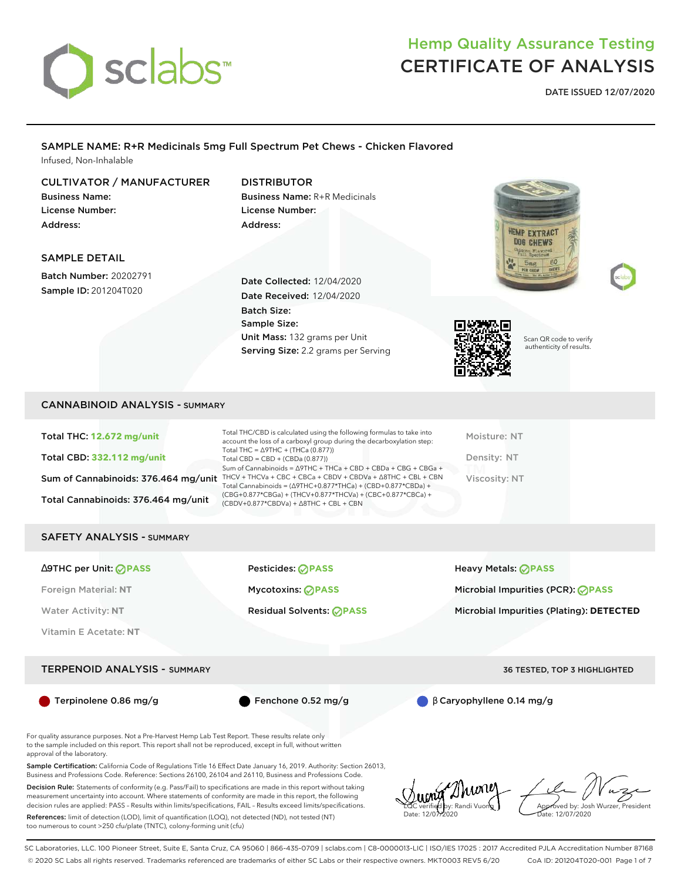# Hemp Quality Assurance Testing
# CERTIFICATE OF ANALYSIS

**DATE ISSUED 12/07/2020**

## SAMPLE NAME: R+R Medicinals 5mg Full Spectrum Pet Chews - Chicken Flavored

Infused, Non-Inhalable

### CULTIVATOR / MANUFACTURER

**Business Name:**
**License Number:**
**Address:**

### DISTRIBUTOR

**Business Name:** R+R Medicinals
**License Number:**
**Address:**

### SAMPLE DETAIL

**Batch Number:** 20202791
**Sample ID:** 201204T020

**Date Collected:** 12/04/2020
**Date Received:** 12/04/2020
**Batch Size:**
**Sample Size:**
**Unit Mass:** 132 grams per Unit
**Serving Size:** 2.2 grams per Serving

Scan QR code to verify authenticity of results.

## CANNABINOID ANALYSIS - SUMMARY

**Total THC: 12.672 mg/unit**
**Total CBD: 332.112 mg/unit**
**Sum of Cannabinoids: 376.464 mg/unit**
**Total Cannabinoids: 376.464 mg/unit**

Total THC/CBD is calculated using the following formulas to take into account the loss of a carboxyl group during the decarboxylation step:
Total THC = Δ9THC + (THCa (0.877))
Total CBD = CBD + (CBDa (0.877))
Sum of Cannabinoids = Δ9THC + THCa + CBD + CBDa + CBG + CBGa + THCV + THCVa + CBC + CBCa + CBDV + CBDVa + Δ8THC + CBL + CBN
Total Cannabinoids = (Δ9THC+0.877*THCa) + (CBD+0.877*CBDa) + (CBG+0.877*CBGa) + (THCV+0.877*THCVa) + (CBC+0.877*CBCa) + (CBDV+0.877*CBDVa) + Δ8THC + CBL + CBN

Moisture: NT
Density: NT
Viscosity: NT

## SAFETY ANALYSIS - SUMMARY

| | | |
|---|---|---|
| Δ9THC per Unit: PASS | Pesticides: PASS | Heavy Metals: PASS |
| Foreign Material: NT | Mycotoxins: PASS | Microbial Impurities (PCR): PASS |
| Water Activity: NT | Residual Solvents: PASS | Microbial Impurities (Plating): DETECTED |
| Vitamin E Acetate: NT | | |

## TERPENOID ANALYSIS - SUMMARY

36 TESTED, TOP 3 HIGHLIGHTED

- Terpinolene 0.86 mg/g
- Fenchone 0.52 mg/g
- β Caryophyllene 0.14 mg/g

For quality assurance purposes. Not a Pre-Harvest Hemp Lab Test Report. These results relate only to the sample included on this report. This report shall not be reproduced, except in full, without written approval of the laboratory.

**Sample Certification:** California Code of Regulations Title 16 Effect Date January 16, 2019. Authority: Section 26013, Business and Professions Code. Reference: Sections 26100, 26104 and 26110, Business and Professions Code.

**Decision Rule:** Statements of conformity (e.g. Pass/Fail) to specifications are made in this report without taking measurement uncertainty into account. Where statements of conformity are made in this report, the following decision rules are applied: PASS – Results within limits/specifications, FAIL – Results exceed limits/specifications.

**References:** limit of detection (LOD), limit of quantification (LOQ), not detected (ND), not tested (NT) too numerous to count >250 cfu/plate (TNTC), colony-forming unit (cfu)

LQC verified by: Randi Vuong
Date: 12/07/2020

Approved by: Josh Wurzer, President
Date: 12/07/2020

SC Laboratories, LLC. 100 Pioneer Street, Suite E, Santa Cruz, CA 95060 | 866-435-0709 | sclabs.com | C8-0000013-LIC | ISO/IES 17025 : 2017 Accredited PJLA Accreditation Number 87168
© 2020 SC Labs all rights reserved. Trademarks referenced are trademarks of either SC Labs or their respective owners. MKT0003 REV5 6/20 CoA ID: 201204T020-001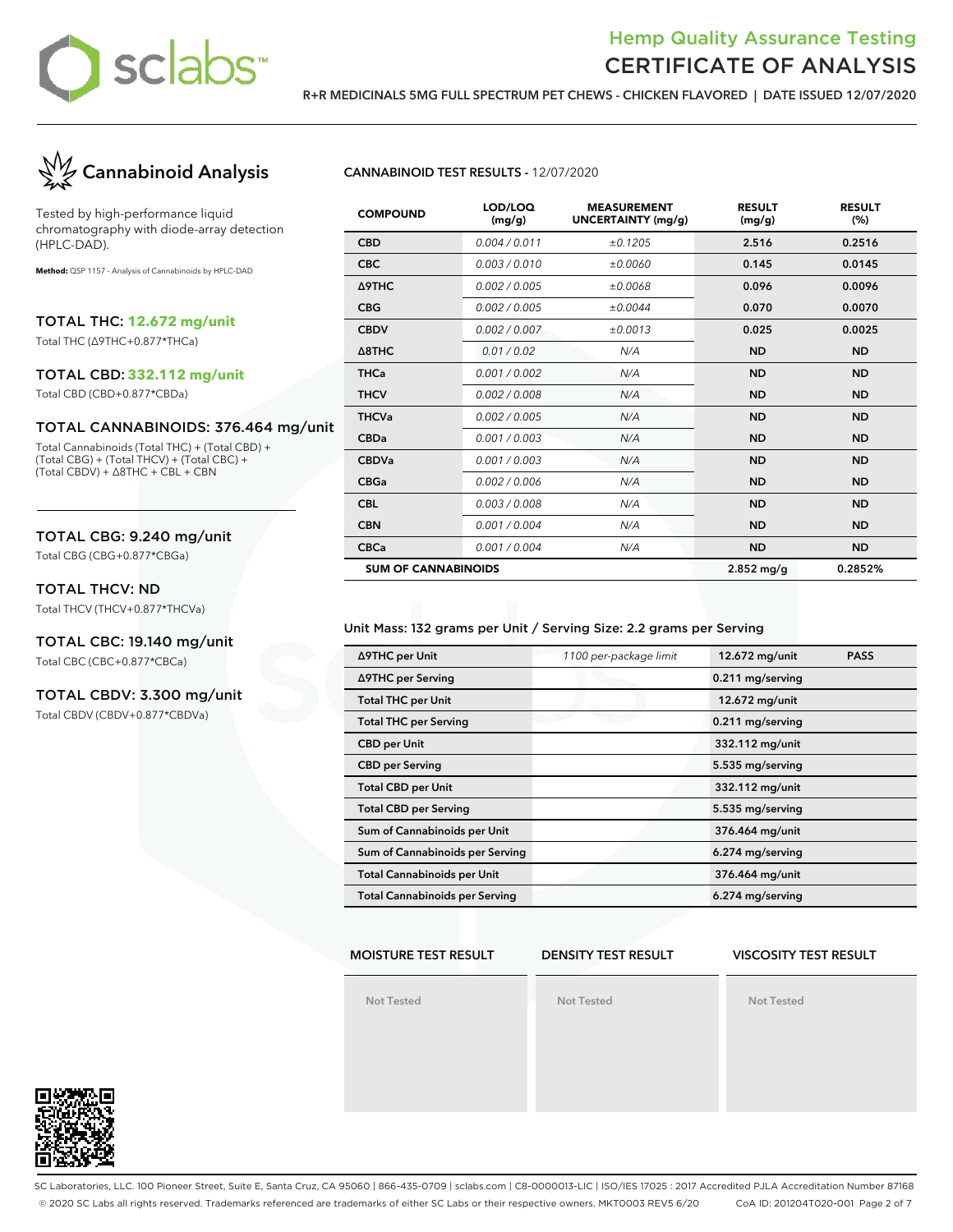# Hemp Quality Assurance Testing
# CERTIFICATE OF ANALYSIS

**R+R MEDICINALS 5MG FULL SPECTRUM PET CHEWS - CHICKEN FLAVORED | DATE ISSUED 12/07/2020**

## Cannabinoid Analysis

Tested by high-performance liquid chromatography with diode-array detection (HPLC-DAD).

**Method:** QSP 1157 - Analysis of Cannabinoids by HPLC-DAD

### TOTAL THC: 12.672 mg/unit

Total THC (Δ9THC+0.877*THCa)

### TOTAL CBD: 332.112 mg/unit

Total CBD (CBD+0.877*CBDa)

### TOTAL CANNABINOIDS: 376.464 mg/unit

Total Cannabinoids (Total THC) + (Total CBD) + (Total CBG) + (Total THCV) + (Total CBC) + (Total CBDV) + Δ8THC + CBL + CBN

### TOTAL CBG: 9.240 mg/unit

Total CBG (CBG+0.877*CBGa)

### TOTAL THCV: ND

Total THCV (THCV+0.877*THCVa)

### TOTAL CBC: 19.140 mg/unit

Total CBC (CBC+0.877*CBCa)

### TOTAL CBDV: 3.300 mg/unit

Total CBDV (CBDV+0.877*CBDVa)

**CANNABINOID TEST RESULTS** - 12/07/2020

| COMPOUND | LOD/LOQ (mg/g) | MEASUREMENT UNCERTAINTY (mg/g) | RESULT (mg/g) | RESULT (%) |
|---|---|---|---|---|
| CBD | 0.004 / 0.011 | ±0.1205 | 2.516 | 0.2516 |
| CBC | 0.003 / 0.010 | ±0.0060 | 0.145 | 0.0145 |
| Δ9THC | 0.002 / 0.005 | ±0.0068 | 0.096 | 0.0096 |
| CBG | 0.002 / 0.005 | ±0.0044 | 0.070 | 0.0070 |
| CBDV | 0.002 / 0.007 | ±0.0013 | 0.025 | 0.0025 |
| Δ8THC | 0.01 / 0.02 | N/A | ND | ND |
| THCa | 0.001 / 0.002 | N/A | ND | ND |
| THCV | 0.002 / 0.008 | N/A | ND | ND |
| THCVa | 0.002 / 0.005 | N/A | ND | ND |
| CBDa | 0.001 / 0.003 | N/A | ND | ND |
| CBDVa | 0.001 / 0.003 | N/A | ND | ND |
| CBGa | 0.002 / 0.006 | N/A | ND | ND |
| CBL | 0.003 / 0.008 | N/A | ND | ND |
| CBN | 0.001 / 0.004 | N/A | ND | ND |
| CBCa | 0.001 / 0.004 | N/A | ND | ND |
| **SUM OF CANNABINOIDS** | | | 2.852 mg/g | 0.2852% |

Unit Mass: 132 grams per Unit / Serving Size: 2.2 grams per Serving

| | | | |
|---|---|---|---|
| Δ9THC per Unit | 1100 per-package limit | 12.672 mg/unit | PASS |
| Δ9THC per Serving | | 0.211 mg/serving | |
| Total THC per Unit | | 12.672 mg/unit | |
| Total THC per Serving | | 0.211 mg/serving | |
| CBD per Unit | | 332.112 mg/unit | |
| CBD per Serving | | 5.535 mg/serving | |
| Total CBD per Unit | | 332.112 mg/unit | |
| Total CBD per Serving | | 5.535 mg/serving | |
| Sum of Cannabinoids per Unit | | 376.464 mg/unit | |
| Sum of Cannabinoids per Serving | | 6.274 mg/serving | |
| Total Cannabinoids per Unit | | 376.464 mg/unit | |
| Total Cannabinoids per Serving | | 6.274 mg/serving | |

| MOISTURE TEST RESULT | DENSITY TEST RESULT | VISCOSITY TEST RESULT |
|---|---|---|
| Not Tested | Not Tested | Not Tested |

SC Laboratories, LLC. 100 Pioneer Street, Suite E, Santa Cruz, CA 95060 | 866-435-0709 | sclabs.com | C8-0000013-LIC | ISO/IES 17025 : 2017 Accredited PJLA Accreditation Number 87168

© 2020 SC Labs all rights reserved. Trademarks referenced are trademarks of either SC Labs or their respective owners. MKT0003 REV5 6/20 CoA ID: 201204T020-001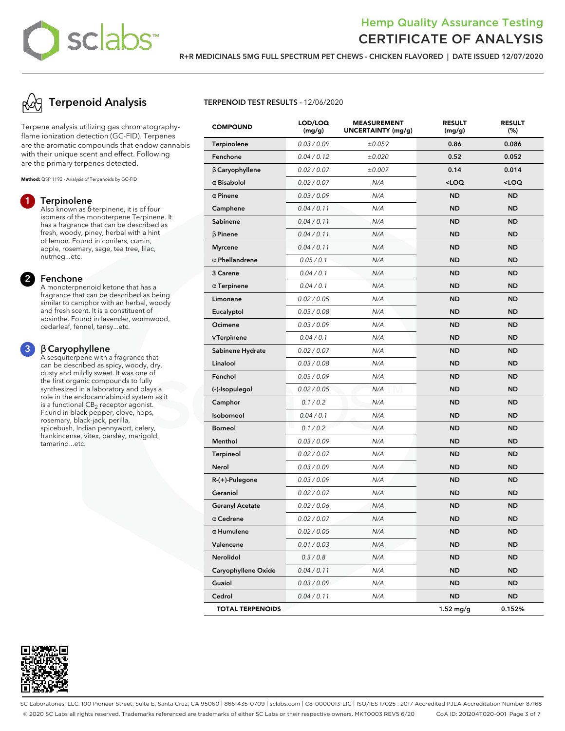# Hemp Quality Assurance Testing
# CERTIFICATE OF ANALYSIS

**R+R MEDICINALS 5MG FULL SPECTRUM PET CHEWS - CHICKEN FLAVORED | DATE ISSUED 12/07/2020**

## Terpenoid Analysis

Terpene analysis utilizing gas chromatography-flame ionization detection (GC-FID). Terpenes are the aromatic compounds that endow cannabis with their unique scent and effect. Following are the primary terpenes detected.

**Method:** QSP 1192 - Analysis of Terpenoids by GC-FID

### 1 Terpinolene

Also known as δ-terpinene, it is of four isomers of the monoterpene Terpinene. It has a fragrance that can be described as fresh, woody, piney, herbal with a hint of lemon. Found in conifers, cumin, apple, rosemary, sage, tea tree, lilac, nutmeg...etc.

### 2 Fenchone

A monoterpenoid ketone that has a fragrance that can be described as being similar to camphor with an herbal, woody and fresh scent. It is a constituent of absinthe. Found in lavender, wormwood, cedarleaf, fennel, tansy...etc.

### 3 β Caryophyllene

A sesquiterpene with a fragrance that can be described as spicy, woody, dry, dusty and mildly sweet. It was one of the first organic compounds to fully synthesized in a laboratory and plays a role in the endocannabinoid system as it is a functional $CB_2$ receptor agonist. Found in black pepper, clove, hops, rosemary, black-jack, perilla, spicebush, Indian pennywort, celery, frankincense, vitex, parsley, marigold, tamarind...etc.

**TERPENOID TEST RESULTS** - 12/06/2020

| COMPOUND | LOD/LOQ (mg/g) | MEASUREMENT UNCERTAINTY (mg/g) | RESULT (mg/g) | RESULT (%) |
|---|---|---|---|---|
| Terpinolene | 0.03 / 0.09 | ±0.059 | 0.86 | 0.086 |
| Fenchone | 0.04 / 0.12 | ±0.020 | 0.52 | 0.052 |
| β Caryophyllene | 0.02 / 0.07 | ±0.007 | 0.14 | 0.014 |
| α Bisabolol | 0.02 / 0.07 | N/A | <LOQ | <LOQ |
| α Pinene | 0.03 / 0.09 | N/A | ND | ND |
| Camphene | 0.04 / 0.11 | N/A | ND | ND |
| Sabinene | 0.04 / 0.11 | N/A | ND | ND |
| β Pinene | 0.04 / 0.11 | N/A | ND | ND |
| Myrcene | 0.04 / 0.11 | N/A | ND | ND |
| α Phellandrene | 0.05 / 0.1 | N/A | ND | ND |
| 3 Carene | 0.04 / 0.1 | N/A | ND | ND |
| α Terpinene | 0.04 / 0.1 | N/A | ND | ND |
| Limonene | 0.02 / 0.05 | N/A | ND | ND |
| Eucalyptol | 0.03 / 0.08 | N/A | ND | ND |
| Ocimene | 0.03 / 0.09 | N/A | ND | ND |
| γTerpinene | 0.04 / 0.1 | N/A | ND | ND |
| Sabinene Hydrate | 0.02 / 0.07 | N/A | ND | ND |
| Linalool | 0.03 / 0.08 | N/A | ND | ND |
| Fenchol | 0.03 / 0.09 | N/A | ND | ND |
| (-)-Isopulegol | 0.02 / 0.05 | N/A | ND | ND |
| Camphor | 0.1 / 0.2 | N/A | ND | ND |
| Isoborneol | 0.04 / 0.1 | N/A | ND | ND |
| Borneol | 0.1 / 0.2 | N/A | ND | ND |
| Menthol | 0.03 / 0.09 | N/A | ND | ND |
| Terpineol | 0.02 / 0.07 | N/A | ND | ND |
| Nerol | 0.03 / 0.09 | N/A | ND | ND |
| R-(+)-Pulegone | 0.03 / 0.09 | N/A | ND | ND |
| Geraniol | 0.02 / 0.07 | N/A | ND | ND |
| Geranyl Acetate | 0.02 / 0.06 | N/A | ND | ND |
| α Cedrene | 0.02 / 0.07 | N/A | ND | ND |
| α Humulene | 0.02 / 0.05 | N/A | ND | ND |
| Valencene | 0.01 / 0.03 | N/A | ND | ND |
| Nerolidol | 0.3 / 0.8 | N/A | ND | ND |
| Caryophyllene Oxide | 0.04 / 0.11 | N/A | ND | ND |
| Guaiol | 0.03 / 0.09 | N/A | ND | ND |
| Cedrol | 0.04 / 0.11 | N/A | ND | ND |
| **TOTAL TERPENOIDS** | | | **1.52 mg/g** | **0.152%** |

SC Laboratories, LLC. 100 Pioneer Street, Suite E, Santa Cruz, CA 95060 | 866-435-0709 | sclabs.com | C8-0000013-LIC | ISO/IES 17025 : 2017 Accredited PJLA Accreditation Number 87168

© 2020 SC Labs all rights reserved. Trademarks referenced are trademarks of either SC Labs or their respective owners. MKT0003 REV5 6/20 CoA ID: 201204T020-001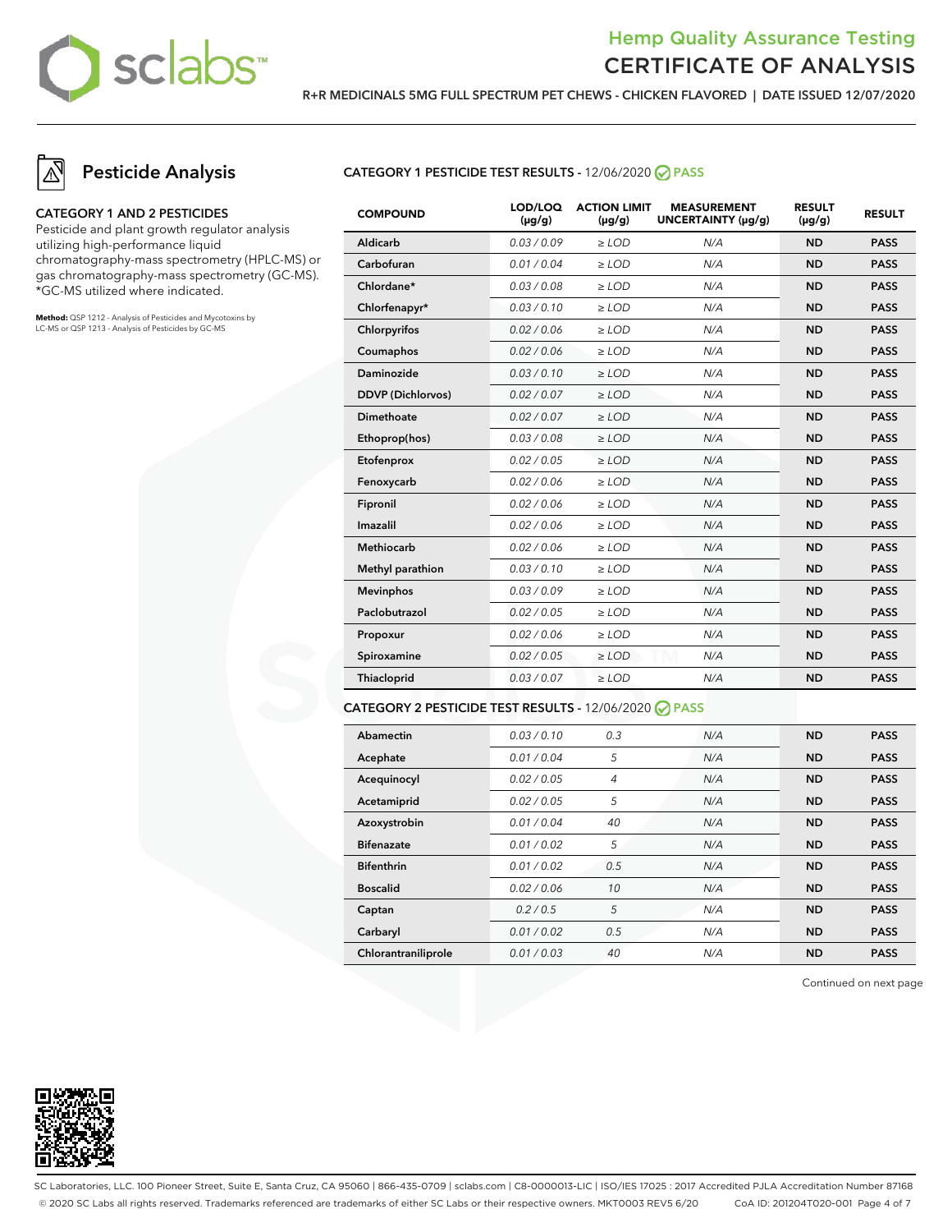# Hemp Quality Assurance Testing
## CERTIFICATE OF ANALYSIS

R+R MEDICINALS 5MG FULL SPECTRUM PET CHEWS - CHICKEN FLAVORED | DATE ISSUED 12/07/2020

## Pesticide Analysis

### CATEGORY 1 AND 2 PESTICIDES

Pesticide and plant growth regulator analysis utilizing high-performance liquid chromatography-mass spectrometry (HPLC-MS) or gas chromatography-mass spectrometry (GC-MS). *GC-MS utilized where indicated.

**Method:** QSP 1212 - Analysis of Pesticides and Mycotoxins by LC-MS or QSP 1213 - Analysis of Pesticides by GC-MS

### CATEGORY 1 PESTICIDE TEST RESULTS - 12/06/2020 PASS

| COMPOUND | LOD/LOQ (µg/g) | ACTION LIMIT (µg/g) | MEASUREMENT UNCERTAINTY (µg/g) | RESULT (µg/g) | RESULT |
|---|---|---|---|---|---|
| Aldicarb | 0.03 / 0.09 | ≥ LOD | N/A | ND | PASS |
| Carbofuran | 0.01 / 0.04 | ≥ LOD | N/A | ND | PASS |
| Chlordane* | 0.03 / 0.08 | ≥ LOD | N/A | ND | PASS |
| Chlorfenapyr* | 0.03 / 0.10 | ≥ LOD | N/A | ND | PASS |
| Chlorpyrifos | 0.02 / 0.06 | ≥ LOD | N/A | ND | PASS |
| Coumaphos | 0.02 / 0.06 | ≥ LOD | N/A | ND | PASS |
| Daminozide | 0.03 / 0.10 | ≥ LOD | N/A | ND | PASS |
| DDVP (Dichlorvos) | 0.02 / 0.07 | ≥ LOD | N/A | ND | PASS |
| Dimethoate | 0.02 / 0.07 | ≥ LOD | N/A | ND | PASS |
| Ethoprop(hos) | 0.03 / 0.08 | ≥ LOD | N/A | ND | PASS |
| Etofenprox | 0.02 / 0.05 | ≥ LOD | N/A | ND | PASS |
| Fenoxycarb | 0.02 / 0.06 | ≥ LOD | N/A | ND | PASS |
| Fipronil | 0.02 / 0.06 | ≥ LOD | N/A | ND | PASS |
| Imazalil | 0.02 / 0.06 | ≥ LOD | N/A | ND | PASS |
| Methiocarb | 0.02 / 0.06 | ≥ LOD | N/A | ND | PASS |
| Methyl parathion | 0.03 / 0.10 | ≥ LOD | N/A | ND | PASS |
| Mevinphos | 0.03 / 0.09 | ≥ LOD | N/A | ND | PASS |
| Paclobutrazol | 0.02 / 0.05 | ≥ LOD | N/A | ND | PASS |
| Propoxur | 0.02 / 0.06 | ≥ LOD | N/A | ND | PASS |
| Spiroxamine | 0.02 / 0.05 | ≥ LOD | N/A | ND | PASS |
| Thiacloprid | 0.03 / 0.07 | ≥ LOD | N/A | ND | PASS |

### CATEGORY 2 PESTICIDE TEST RESULTS - 12/06/2020 PASS

| COMPOUND | LOD/LOQ (µg/g) | ACTION LIMIT (µg/g) | MEASUREMENT UNCERTAINTY (µg/g) | RESULT (µg/g) | RESULT |
|---|---|---|---|---|---|
| Abamectin | 0.03 / 0.10 | 0.3 | N/A | ND | PASS |
| Acephate | 0.01 / 0.04 | 5 | N/A | ND | PASS |
| Acequinocyl | 0.02 / 0.05 | 4 | N/A | ND | PASS |
| Acetamiprid | 0.02 / 0.05 | 5 | N/A | ND | PASS |
| Azoxystrobin | 0.01 / 0.04 | 40 | N/A | ND | PASS |
| Bifenazate | 0.01 / 0.02 | 5 | N/A | ND | PASS |
| Bifenthrin | 0.01 / 0.02 | 0.5 | N/A | ND | PASS |
| Boscalid | 0.02 / 0.06 | 10 | N/A | ND | PASS |
| Captan | 0.2 / 0.5 | 5 | N/A | ND | PASS |
| Carbaryl | 0.01 / 0.02 | 0.5 | N/A | ND | PASS |
| Chlorantraniliprole | 0.01 / 0.03 | 40 | N/A | ND | PASS |

Continued on next page

SC Laboratories, LLC. 100 Pioneer Street, Suite E, Santa Cruz, CA 95060 | 866-435-0709 | sclabs.com | C8-0000013-LIC | ISO/IES 17025 : 2017 Accredited PJLA Accreditation Number 87168
© 2020 SC Labs all rights reserved. Trademarks referenced are trademarks of either SC Labs or their respective owners. MKT0003 REV5 6/20 CoA ID: 201204T020-001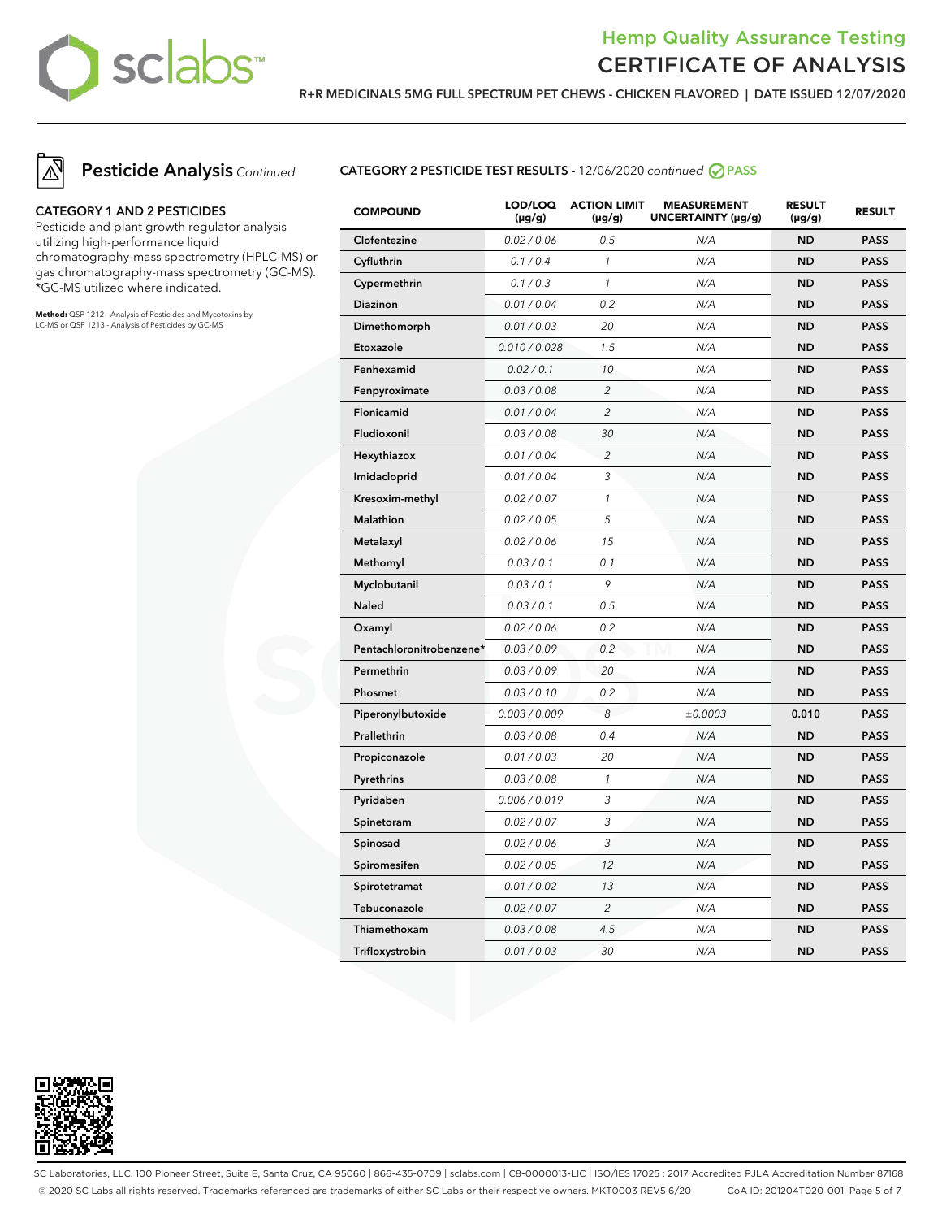# Hemp Quality Assurance Testing
## CERTIFICATE OF ANALYSIS

**R+R MEDICINALS 5MG FULL SPECTRUM PET CHEWS - CHICKEN FLAVORED | DATE ISSUED 12/07/2020**

## Pesticide Analysis *Continued*

### CATEGORY 1 AND 2 PESTICIDES

Pesticide and plant growth regulator analysis utilizing high-performance liquid chromatography-mass spectrometry (HPLC-MS) or gas chromatography-mass spectrometry (GC-MS). *GC-MS utilized where indicated.

**Method:** QSP 1212 - Analysis of Pesticides and Mycotoxins by LC-MS or QSP 1213 - Analysis of Pesticides by GC-MS

### CATEGORY 2 PESTICIDE TEST RESULTS - 12/06/2020 *continued* PASS

| COMPOUND | LOD/LOQ (µg/g) | ACTION LIMIT (µg/g) | MEASUREMENT UNCERTAINTY (µg/g) | RESULT (µg/g) | RESULT |
|---|---|---|---|---|---|
| Clofentezine | 0.02 / 0.06 | 0.5 | N/A | ND | PASS |
| Cyfluthrin | 0.1 / 0.4 | 1 | N/A | ND | PASS |
| Cypermethrin | 0.1 / 0.3 | 1 | N/A | ND | PASS |
| Diazinon | 0.01 / 0.04 | 0.2 | N/A | ND | PASS |
| Dimethomorph | 0.01 / 0.03 | 20 | N/A | ND | PASS |
| Etoxazole | 0.010 / 0.028 | 1.5 | N/A | ND | PASS |
| Fenhexamid | 0.02 / 0.1 | 10 | N/A | ND | PASS |
| Fenpyroximate | 0.03 / 0.08 | 2 | N/A | ND | PASS |
| Flonicamid | 0.01 / 0.04 | 2 | N/A | ND | PASS |
| Fludioxonil | 0.03 / 0.08 | 30 | N/A | ND | PASS |
| Hexythiazox | 0.01 / 0.04 | 2 | N/A | ND | PASS |
| Imidacloprid | 0.01 / 0.04 | 3 | N/A | ND | PASS |
| Kresoxim-methyl | 0.02 / 0.07 | 1 | N/A | ND | PASS |
| Malathion | 0.02 / 0.05 | 5 | N/A | ND | PASS |
| Metalaxyl | 0.02 / 0.06 | 15 | N/A | ND | PASS |
| Methomyl | 0.03 / 0.1 | 0.1 | N/A | ND | PASS |
| Myclobutanil | 0.03 / 0.1 | 9 | N/A | ND | PASS |
| Naled | 0.03 / 0.1 | 0.5 | N/A | ND | PASS |
| Oxamyl | 0.02 / 0.06 | 0.2 | N/A | ND | PASS |
| Pentachloronitrobenzene* | 0.03 / 0.09 | 0.2 | N/A | ND | PASS |
| Permethrin | 0.03 / 0.09 | 20 | N/A | ND | PASS |
| Phosmet | 0.03 / 0.10 | 0.2 | N/A | ND | PASS |
| Piperonylbutoxide | 0.003 / 0.009 | 8 | ±0.0003 | 0.010 | PASS |
| Prallethrin | 0.03 / 0.08 | 0.4 | N/A | ND | PASS |
| Propiconazole | 0.01 / 0.03 | 20 | N/A | ND | PASS |
| Pyrethrins | 0.03 / 0.08 | 1 | N/A | ND | PASS |
| Pyridaben | 0.006 / 0.019 | 3 | N/A | ND | PASS |
| Spinetoram | 0.02 / 0.07 | 3 | N/A | ND | PASS |
| Spinosad | 0.02 / 0.06 | 3 | N/A | ND | PASS |
| Spiromesifen | 0.02 / 0.05 | 12 | N/A | ND | PASS |
| Spirotetramat | 0.01 / 0.02 | 13 | N/A | ND | PASS |
| Tebuconazole | 0.02 / 0.07 | 2 | N/A | ND | PASS |
| Thiamethoxam | 0.03 / 0.08 | 4.5 | N/A | ND | PASS |
| Trifloxystrobin | 0.01 / 0.03 | 30 | N/A | ND | PASS |

SC Laboratories, LLC. 100 Pioneer Street, Suite E, Santa Cruz, CA 95060 | 866-435-0709 | sclabs.com | C8-0000013-LIC | ISO/IES 17025 : 2017 Accredited PJLA Accreditation Number 87168
© 2020 SC Labs all rights reserved. Trademarks referenced are trademarks of either SC Labs or their respective owners. MKT0003 REV5 6/20 CoA ID: 201204T020-001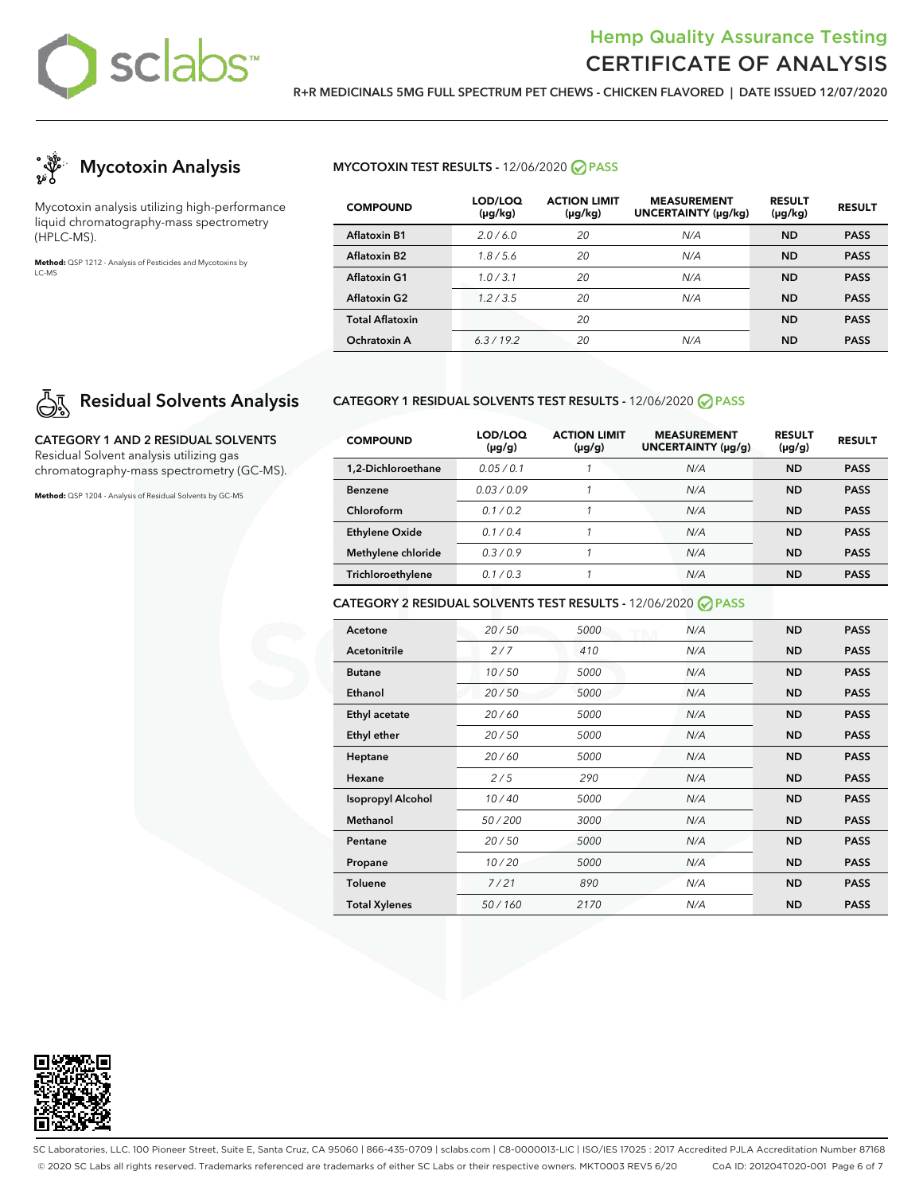# Hemp Quality Assurance Testing
# CERTIFICATE OF ANALYSIS

**R+R MEDICINALS 5MG FULL SPECTRUM PET CHEWS - CHICKEN FLAVORED | DATE ISSUED 12/07/2020**

## Mycotoxin Analysis

Mycotoxin analysis utilizing high-performance liquid chromatography-mass spectrometry (HPLC-MS).

**Method:** QSP 1212 - Analysis of Pesticides and Mycotoxins by LC-MS

### MYCOTOXIN TEST RESULTS - 12/06/2020 PASS

| COMPOUND | LOD/LOQ (μg/kg) | ACTION LIMIT (μg/kg) | MEASUREMENT UNCERTAINTY (μg/kg) | RESULT (μg/kg) | RESULT |
|---|---|---|---|---|---|
| Aflatoxin B1 | 2.0 / 6.0 | 20 | N/A | ND | PASS |
| Aflatoxin B2 | 1.8 / 5.6 | 20 | N/A | ND | PASS |
| Aflatoxin G1 | 1.0 / 3.1 | 20 | N/A | ND | PASS |
| Aflatoxin G2 | 1.2 / 3.5 | 20 | N/A | ND | PASS |
| Total Aflatoxin | | 20 | | ND | PASS |
| Ochratoxin A | 6.3 / 19.2 | 20 | N/A | ND | PASS |

## Residual Solvents Analysis

**CATEGORY 1 AND 2 RESIDUAL SOLVENTS**
Residual Solvent analysis utilizing gas chromatography-mass spectrometry (GC-MS).

**Method:** QSP 1204 - Analysis of Residual Solvents by GC-MS

### CATEGORY 1 RESIDUAL SOLVENTS TEST RESULTS - 12/06/2020 PASS

| COMPOUND | LOD/LOQ (μg/g) | ACTION LIMIT (μg/g) | MEASUREMENT UNCERTAINTY (μg/g) | RESULT (μg/g) | RESULT |
|---|---|---|---|---|---|
| 1,2-Dichloroethane | 0.05 / 0.1 | 1 | N/A | ND | PASS |
| Benzene | 0.03 / 0.09 | 1 | N/A | ND | PASS |
| Chloroform | 0.1 / 0.2 | 1 | N/A | ND | PASS |
| Ethylene Oxide | 0.1 / 0.4 | 1 | N/A | ND | PASS |
| Methylene chloride | 0.3 / 0.9 | 1 | N/A | ND | PASS |
| Trichloroethylene | 0.1 / 0.3 | 1 | N/A | ND | PASS |

### CATEGORY 2 RESIDUAL SOLVENTS TEST RESULTS - 12/06/2020 PASS

| COMPOUND | LOD/LOQ (μg/g) | ACTION LIMIT (μg/g) | MEASUREMENT UNCERTAINTY (μg/g) | RESULT (μg/g) | RESULT |
|---|---|---|---|---|---|
| Acetone | 20 / 50 | 5000 | N/A | ND | PASS |
| Acetonitrile | 2 / 7 | 410 | N/A | ND | PASS |
| Butane | 10 / 50 | 5000 | N/A | ND | PASS |
| Ethanol | 20 / 50 | 5000 | N/A | ND | PASS |
| Ethyl acetate | 20 / 60 | 5000 | N/A | ND | PASS |
| Ethyl ether | 20 / 50 | 5000 | N/A | ND | PASS |
| Heptane | 20 / 60 | 5000 | N/A | ND | PASS |
| Hexane | 2 / 5 | 290 | N/A | ND | PASS |
| Isopropyl Alcohol | 10 / 40 | 5000 | N/A | ND | PASS |
| Methanol | 50 / 200 | 3000 | N/A | ND | PASS |
| Pentane | 20 / 50 | 5000 | N/A | ND | PASS |
| Propane | 10 / 20 | 5000 | N/A | ND | PASS |
| Toluene | 7 / 21 | 890 | N/A | ND | PASS |
| Total Xylenes | 50 / 160 | 2170 | N/A | ND | PASS |

SC Laboratories, LLC. 100 Pioneer Street, Suite E, Santa Cruz, CA 95060 | 866-435-0709 | sclabs.com | C8-0000013-LIC | ISO/IES 17025 : 2017 Accredited PJLA Accreditation Number 87168
© 2020 SC Labs all rights reserved. Trademarks referenced are trademarks of either SC Labs or their respective owners. MKT0003 REV5 6/20 CoA ID: 201204T020-001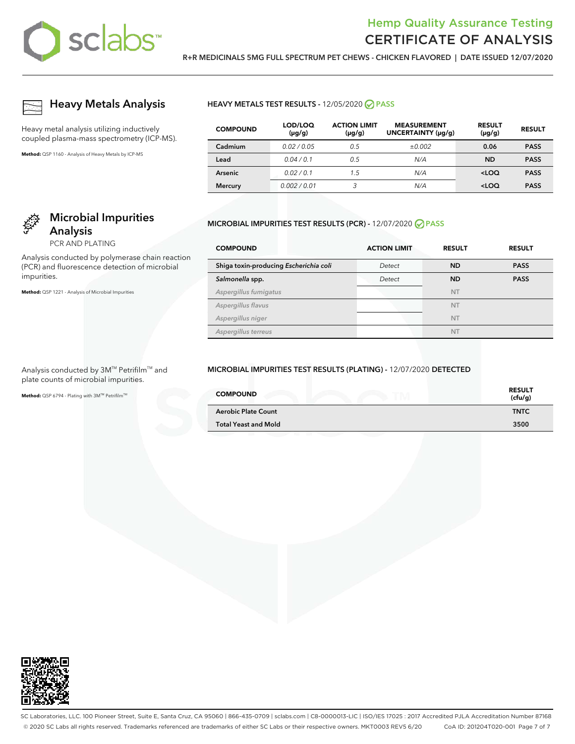# Hemp Quality Assurance Testing
# CERTIFICATE OF ANALYSIS

**R+R MEDICINALS 5MG FULL SPECTRUM PET CHEWS - CHICKEN FLAVORED | DATE ISSUED 12/07/2020**

## Heavy Metals Analysis

Heavy metal analysis utilizing inductively coupled plasma-mass spectrometry (ICP-MS).

**Method:** QSP 1160 - Analysis of Heavy Metals by ICP-MS

### HEAVY METALS TEST RESULTS - 12/05/2020 PASS

| COMPOUND | LOD/LOQ (μg/g) | ACTION LIMIT (μg/g) | MEASUREMENT UNCERTAINTY (μg/g) | RESULT (μg/g) | RESULT |
|---|---|---|---|---|---|
| Cadmium | *0.02 / 0.05* | *0.5* | *±0.002* | **0.06** | **PASS** |
| Lead | *0.04 / 0.1* | *0.5* | *N/A* | **ND** | **PASS** |
| Arsenic | *0.02 / 0.1* | *1.5* | *N/A* | **<LOQ** | **PASS** |
| Mercury | *0.002 / 0.01* | *3* | *N/A* | **<LOQ** | **PASS** |

## Microbial Impurities Analysis

PCR AND PLATING

Analysis conducted by polymerase chain reaction (PCR) and fluorescence detection of microbial impurities.

**Method:** QSP 1221 - Analysis of Microbial Impurities

### MICROBIAL IMPURITIES TEST RESULTS (PCR) - 12/07/2020 PASS

| COMPOUND | ACTION LIMIT | RESULT | RESULT |
|---|---|---|---|
| Shiga toxin-producing *Escherichia coli* | *Detect* | **ND** | **PASS** |
| *Salmonella* spp. | *Detect* | **ND** | **PASS** |
| *Aspergillus fumigatus* | | NT | |
| *Aspergillus flavus* | | NT | |
| *Aspergillus niger* | | NT | |
| *Aspergillus terreus* | | NT | |

Analysis conducted by 3M™ Petrifilm™ and plate counts of microbial impurities.

**Method:** QSP 6794 - Plating with 3M™ Petrifilm™

### MICROBIAL IMPURITIES TEST RESULTS (PLATING) - 12/07/2020 DETECTED

| COMPOUND | RESULT (cfu/g) |
|---|---|
| Aerobic Plate Count | **TNTC** |
| Total Yeast and Mold | **3500** |

SC Laboratories, LLC. 100 Pioneer Street, Suite E, Santa Cruz, CA 95060 | 866-435-0709 | sclabs.com | C8-0000013-LIC | ISO/IES 17025 : 2017 Accredited PJLA Accreditation Number 87168

© 2020 SC Labs all rights reserved. Trademarks referenced are trademarks of either SC Labs or their respective owners. MKT0003 REV5 6/20 CoA ID: 201204T020-001